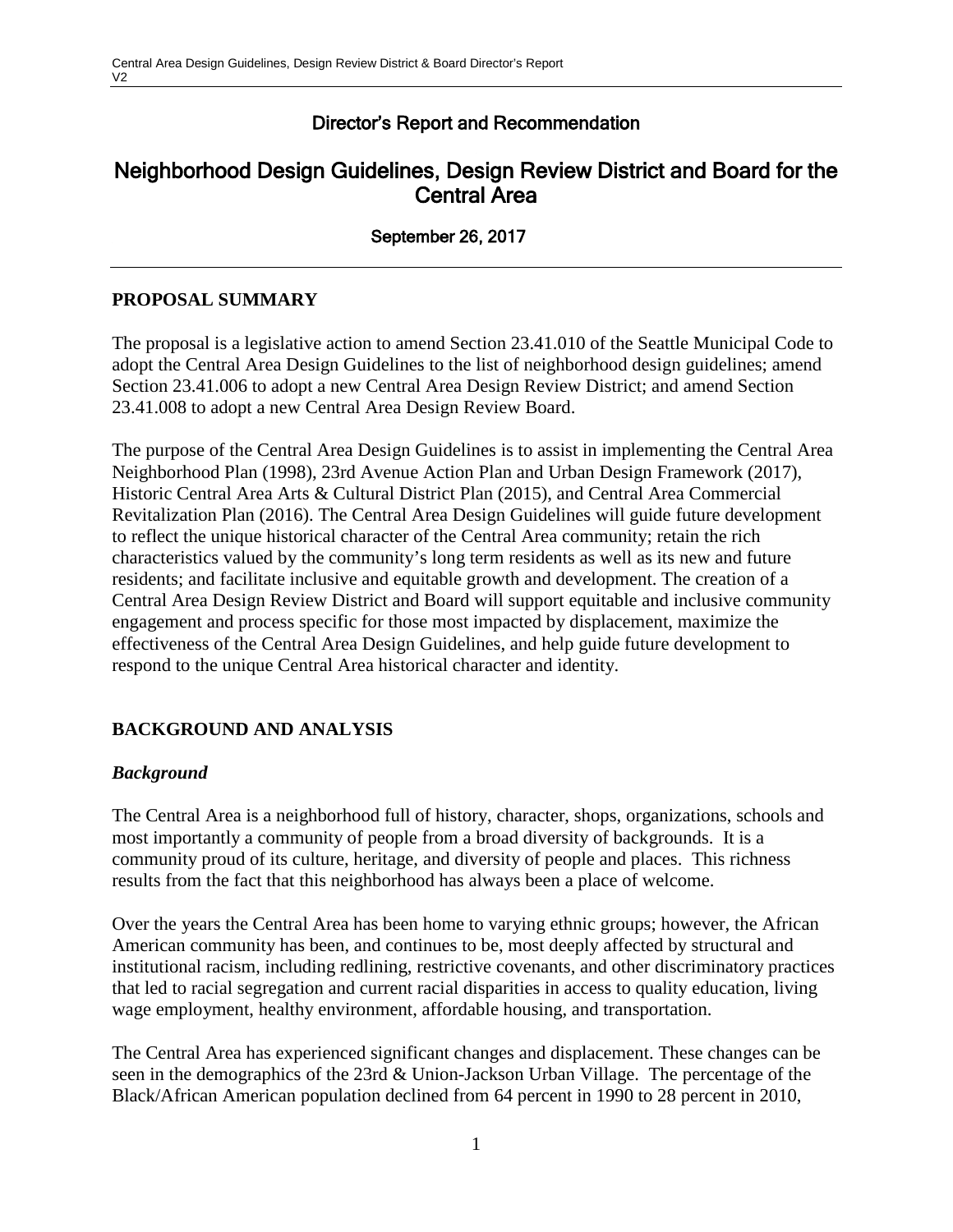# Director's Report and Recommendation

## Neighborhood Design Guidelines, Design Review District and Board for the Central Area

September 26, 2017

---

## PROPOSAL SUMMARY

The proposal is a legislative action to amend Section 23.41.010 of the Seattle Municipal Code to adopt the Central Area Design Guidelines to the list of neighborhood design guidelines; amend Section 23.41.006 to adopt a new Central Area Design Review District; and amend Section 23.41.008 to adopt a new Central Area Design Review Board.

The purpose of the Central Area Design Guidelines is to assist in implementing the Central Area Neighborhood Plan (1998), 23rd Avenue Action Plan and Urban Design Framework (2017), Historic Central Area Arts & Cultural District Plan (2015), and Central Area Commercial Revitalization Plan (2016). The Central Area Design Guidelines will guide future development to reflect the unique historical character of the Central Area community; retain the rich characteristics valued by the community's long term residents as well as its new and future residents; and facilitate inclusive and equitable growth and development. The creation of a Central Area Design Review District and Board will support equitable and inclusive community engagement and process specific for those most impacted by displacement, maximize the effectiveness of the Central Area Design Guidelines, and help guide future development to respond to the unique Central Area historical character and identity.

## BACKGROUND AND ANALYSIS

### *Background*

The Central Area is a neighborhood full of history, character, shops, organizations, schools and most importantly a community of people from a broad diversity of backgrounds. It is a community proud of its culture, heritage, and diversity of people and places. This richness results from the fact that this neighborhood has always been a place of welcome.

Over the years the Central Area has been home to varying ethnic groups; however, the African American community has been, and continues to be, most deeply affected by structural and institutional racism, including redlining, restrictive covenants, and other discriminatory practices that led to racial segregation and current racial disparities in access to quality education, living wage employment, healthy environment, affordable housing, and transportation.

The Central Area has experienced significant changes and displacement. These changes can be seen in the demographics of the 23rd & Union-Jackson Urban Village. The percentage of the Black/African American population declined from 64 percent in 1990 to 28 percent in 2010,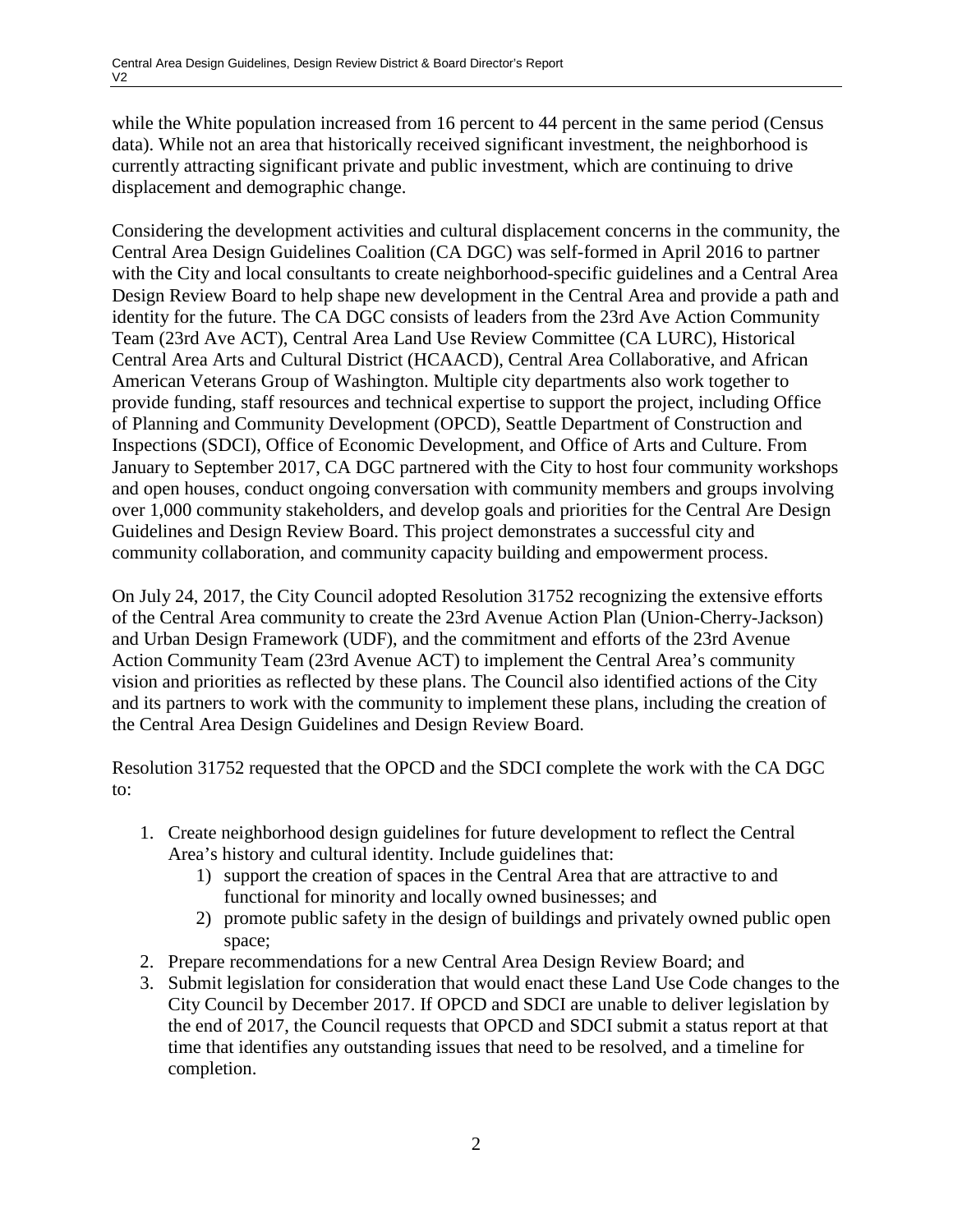while the White population increased from 16 percent to 44 percent in the same period (Census data). While not an area that historically received significant investment, the neighborhood is currently attracting significant private and public investment, which are continuing to drive displacement and demographic change.

Considering the development activities and cultural displacement concerns in the community, the Central Area Design Guidelines Coalition (CA DGC) was self-formed in April 2016 to partner with the City and local consultants to create neighborhood-specific guidelines and a Central Area Design Review Board to help shape new development in the Central Area and provide a path and identity for the future. The CA DGC consists of leaders from the 23rd Ave Action Community Team (23rd Ave ACT), Central Area Land Use Review Committee (CA LURC), Historical Central Area Arts and Cultural District (HCAACD), Central Area Collaborative, and African American Veterans Group of Washington. Multiple city departments also work together to provide funding, staff resources and technical expertise to support the project, including Office of Planning and Community Development (OPCD), Seattle Department of Construction and Inspections (SDCI), Office of Economic Development, and Office of Arts and Culture. From January to September 2017, CA DGC partnered with the City to host four community workshops and open houses, conduct ongoing conversation with community members and groups involving over 1,000 community stakeholders, and develop goals and priorities for the Central Are Design Guidelines and Design Review Board. This project demonstrates a successful city and community collaboration, and community capacity building and empowerment process.

On July 24, 2017, the City Council adopted Resolution 31752 recognizing the extensive efforts of the Central Area community to create the 23rd Avenue Action Plan (Union-Cherry-Jackson) and Urban Design Framework (UDF), and the commitment and efforts of the 23rd Avenue Action Community Team (23rd Avenue ACT) to implement the Central Area's community vision and priorities as reflected by these plans. The Council also identified actions of the City and its partners to work with the community to implement these plans, including the creation of the Central Area Design Guidelines and Design Review Board.

Resolution 31752 requested that the OPCD and the SDCI complete the work with the CA DGC to:

1. Create neighborhood design guidelines for future development to reflect the Central Area's history and cultural identity. Include guidelines that:
    1) support the creation of spaces in the Central Area that are attractive to and functional for minority and locally owned businesses; and
    2) promote public safety in the design of buildings and privately owned public open space;
2. Prepare recommendations for a new Central Area Design Review Board; and
3. Submit legislation for consideration that would enact these Land Use Code changes to the City Council by December 2017. If OPCD and SDCI are unable to deliver legislation by the end of 2017, the Council requests that OPCD and SDCI submit a status report at that time that identifies any outstanding issues that need to be resolved, and a timeline for completion.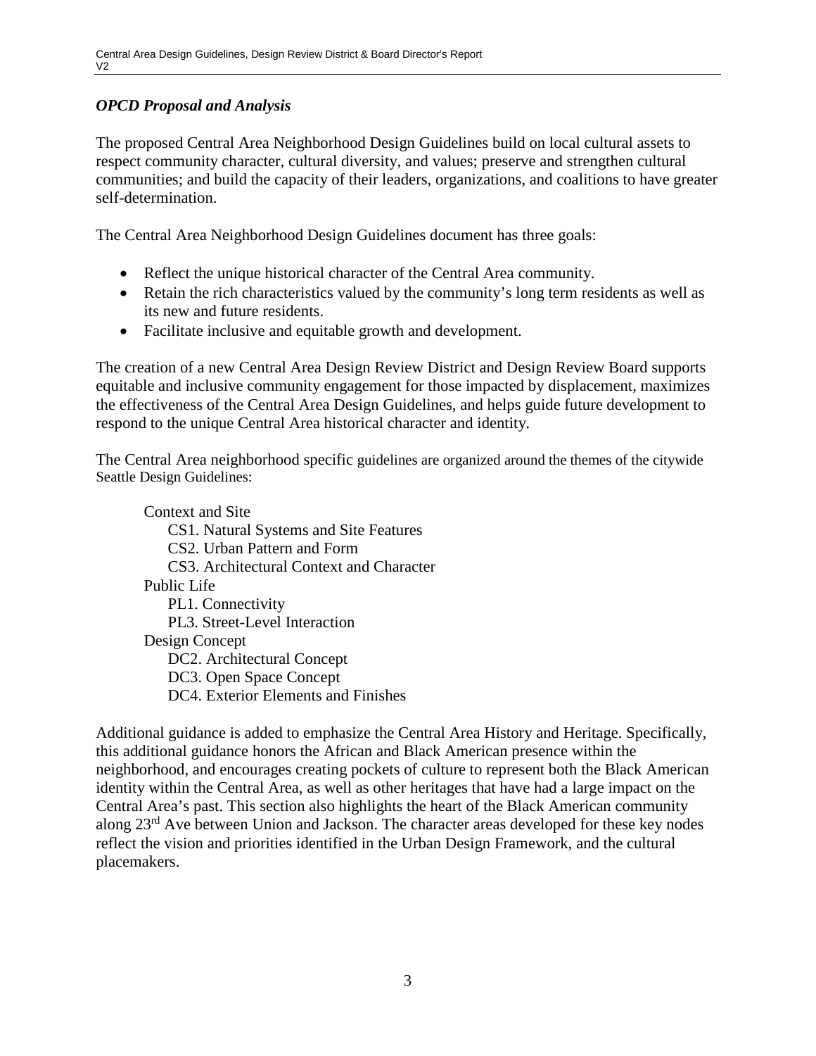### *OPCD Proposal and Analysis*

The proposed Central Area Neighborhood Design Guidelines build on local cultural assets to respect community character, cultural diversity, and values; preserve and strengthen cultural communities; and build the capacity of their leaders, organizations, and coalitions to have greater self-determination.

The Central Area Neighborhood Design Guidelines document has three goals:

- Reflect the unique historical character of the Central Area community.
- Retain the rich characteristics valued by the community's long term residents as well as its new and future residents.
- Facilitate inclusive and equitable growth and development.

The creation of a new Central Area Design Review District and Design Review Board supports equitable and inclusive community engagement for those impacted by displacement, maximizes the effectiveness of the Central Area Design Guidelines, and helps guide future development to respond to the unique Central Area historical character and identity.

The Central Area neighborhood specific guidelines are organized around the themes of the citywide Seattle Design Guidelines:

- Context and Site
  - CS1. Natural Systems and Site Features
  - CS2. Urban Pattern and Form
  - CS3. Architectural Context and Character
- Public Life
  - PL1. Connectivity
  - PL3. Street-Level Interaction
- Design Concept
  - DC2. Architectural Concept
  - DC3. Open Space Concept
  - DC4. Exterior Elements and Finishes

Additional guidance is added to emphasize the Central Area History and Heritage. Specifically, this additional guidance honors the African and Black American presence within the neighborhood, and encourages creating pockets of culture to represent both the Black American identity within the Central Area, as well as other heritages that have had a large impact on the Central Area's past. This section also highlights the heart of the Black American community along 23rd Ave between Union and Jackson. The character areas developed for these key nodes reflect the vision and priorities identified in the Urban Design Framework, and the cultural placemakers.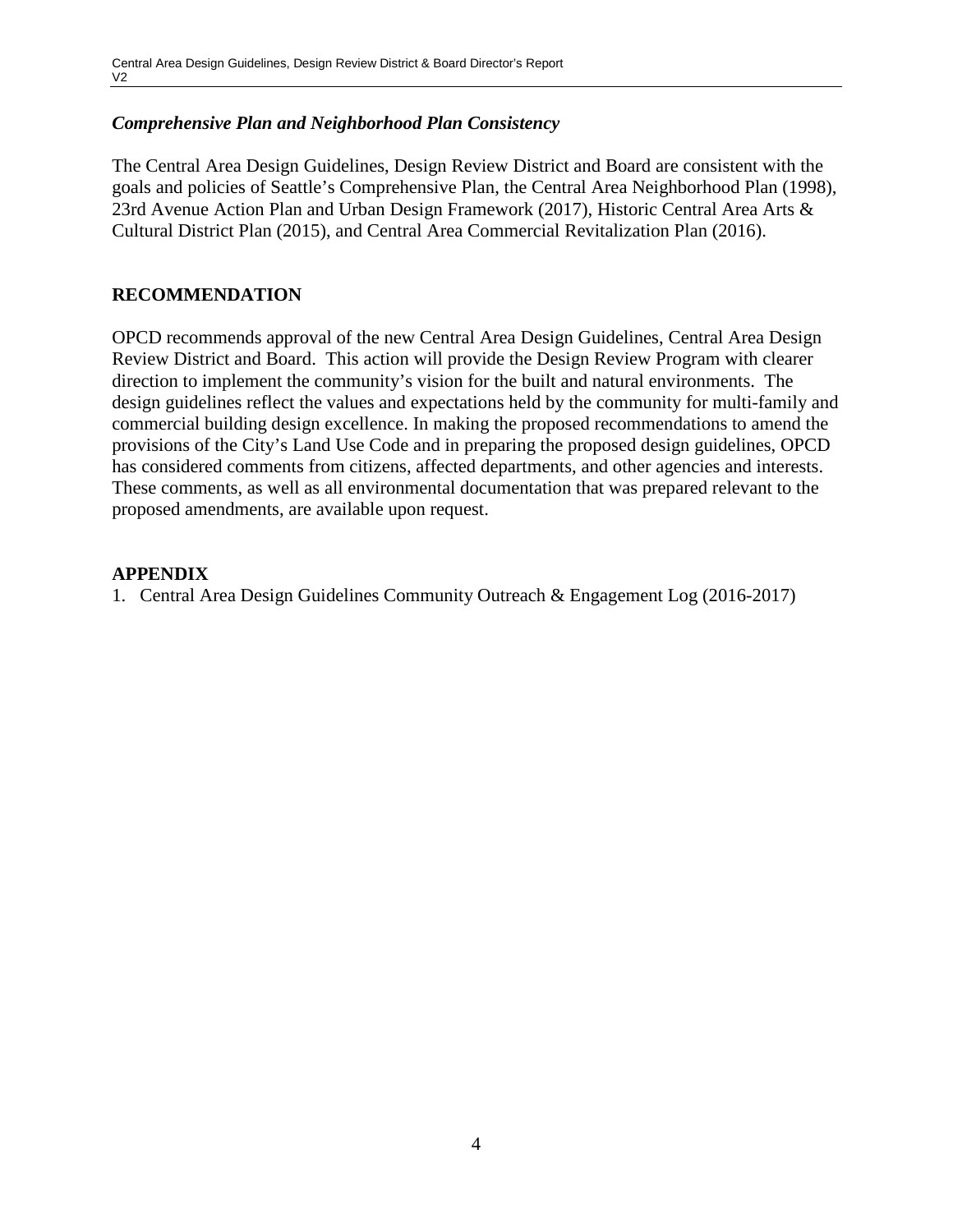### *Comprehensive Plan and Neighborhood Plan Consistency*

The Central Area Design Guidelines, Design Review District and Board are consistent with the goals and policies of Seattle's Comprehensive Plan, the Central Area Neighborhood Plan (1998), 23rd Avenue Action Plan and Urban Design Framework (2017), Historic Central Area Arts & Cultural District Plan (2015), and Central Area Commercial Revitalization Plan (2016).

## RECOMMENDATION

OPCD recommends approval of the new Central Area Design Guidelines, Central Area Design Review District and Board. This action will provide the Design Review Program with clearer direction to implement the community's vision for the built and natural environments. The design guidelines reflect the values and expectations held by the community for multi-family and commercial building design excellence. In making the proposed recommendations to amend the provisions of the City's Land Use Code and in preparing the proposed design guidelines, OPCD has considered comments from citizens, affected departments, and other agencies and interests. These comments, as well as all environmental documentation that was prepared relevant to the proposed amendments, are available upon request.

## APPENDIX

1. Central Area Design Guidelines Community Outreach & Engagement Log (2016-2017)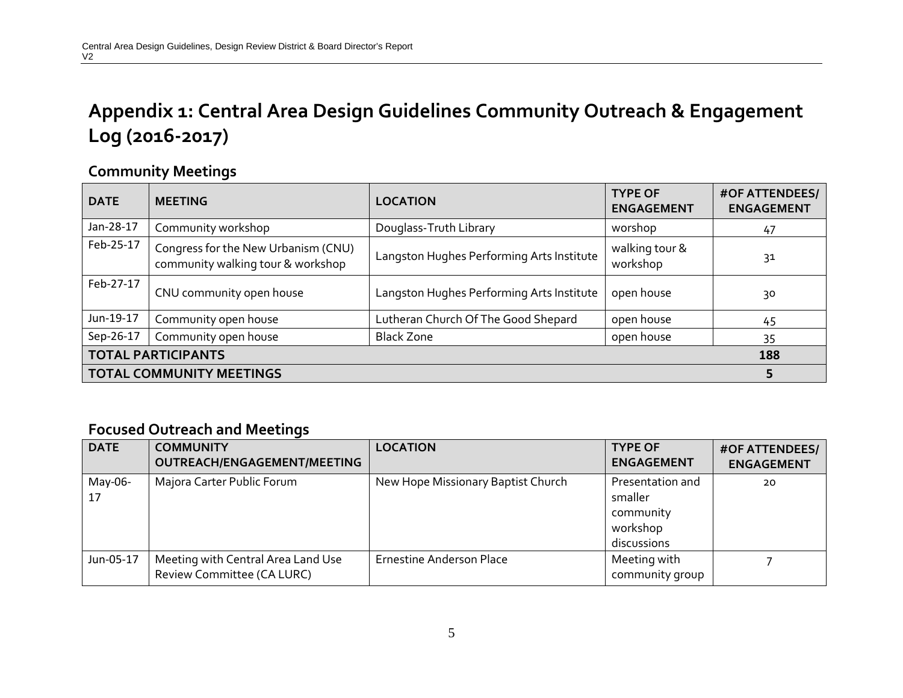# Appendix 1: Central Area Design Guidelines Community Outreach & Engagement Log (2016-2017)

## Community Meetings

| DATE | MEETING | LOCATION | TYPE OF ENGAGEMENT | #OF ATTENDEES/ ENGAGEMENT |
|---|---|---|---|---|
| Jan-28-17 | Community workshop | Douglass-Truth Library | worshop | 47 |
| Feb-25-17 | Congress for the New Urbanism (CNU) community walking tour & workshop | Langston Hughes Performing Arts Institute | walking tour & workshop | 31 |
| Feb-27-17 | CNU community open house | Langston Hughes Performing Arts Institute | open house | 30 |
| Jun-19-17 | Community open house | Lutheran Church Of The Good Shepard | open house | 45 |
| Sep-26-17 | Community open house | Black Zone | open house | 35 |
| **TOTAL PARTICIPANTS** | | | | **188** |
| **TOTAL COMMUNITY MEETINGS** | | | | **5** |

## Focused Outreach and Meetings

| DATE | COMMUNITY OUTREACH/ENGAGEMENT/MEETING | LOCATION | TYPE OF ENGAGEMENT | #OF ATTENDEES/ ENGAGEMENT |
|---|---|---|---|---|
| May-06-17 | Majora Carter Public Forum | New Hope Missionary Baptist Church | Presentation and smaller community workshop discussions | 20 |
| Jun-05-17 | Meeting with Central Area Land Use Review Committee (CA LURC) | Ernestine Anderson Place | Meeting with community group | 7 |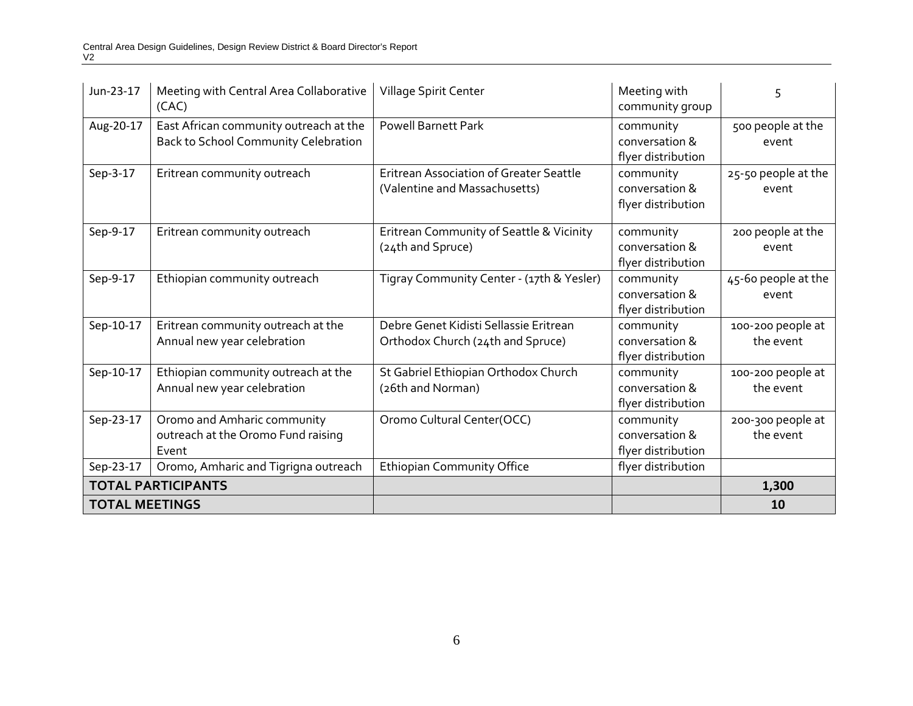| Jun-23-17 | Meeting with Central Area Collaborative (CAC) | Village Spirit Center | Meeting with community group | 5 |
|---|---|---|---|---|
| Aug-20-17 | East African community outreach at the Back to School Community Celebration | Powell Barnett Park | community conversation & flyer distribution | 500 people at the event |
| Sep-3-17 | Eritrean community outreach | Eritrean Association of Greater Seattle (Valentine and Massachusetts) | community conversation & flyer distribution | 25-50 people at the event |
| Sep-9-17 | Eritrean community outreach | Eritrean Community of Seattle & Vicinity (24th and Spruce) | community conversation & flyer distribution | 200 people at the event |
| Sep-9-17 | Ethiopian community outreach | Tigray Community Center - (17th & Yesler) | community conversation & flyer distribution | 45-60 people at the event |
| Sep-10-17 | Eritrean community outreach at the Annual new year celebration | Debre Genet Kidisti Sellassie Eritrean Orthodox Church (24th and Spruce) | community conversation & flyer distribution | 100-200 people at the event |
| Sep-10-17 | Ethiopian community outreach at the Annual new year celebration | St Gabriel Ethiopian Orthodox Church (26th and Norman) | community conversation & flyer distribution | 100-200 people at the event |
| Sep-23-17 | Oromo and Amharic community outreach at the Oromo Fund raising Event | Oromo Cultural Center(OCC) | community conversation & flyer distribution | 200-300 people at the event |
| Sep-23-17 | Oromo, Amharic and Tigrigna outreach | Ethiopian Community Office | flyer distribution | |
| **TOTAL PARTICIPANTS** | | | | **1,300** |
| **TOTAL MEETINGS** | | | | **10** |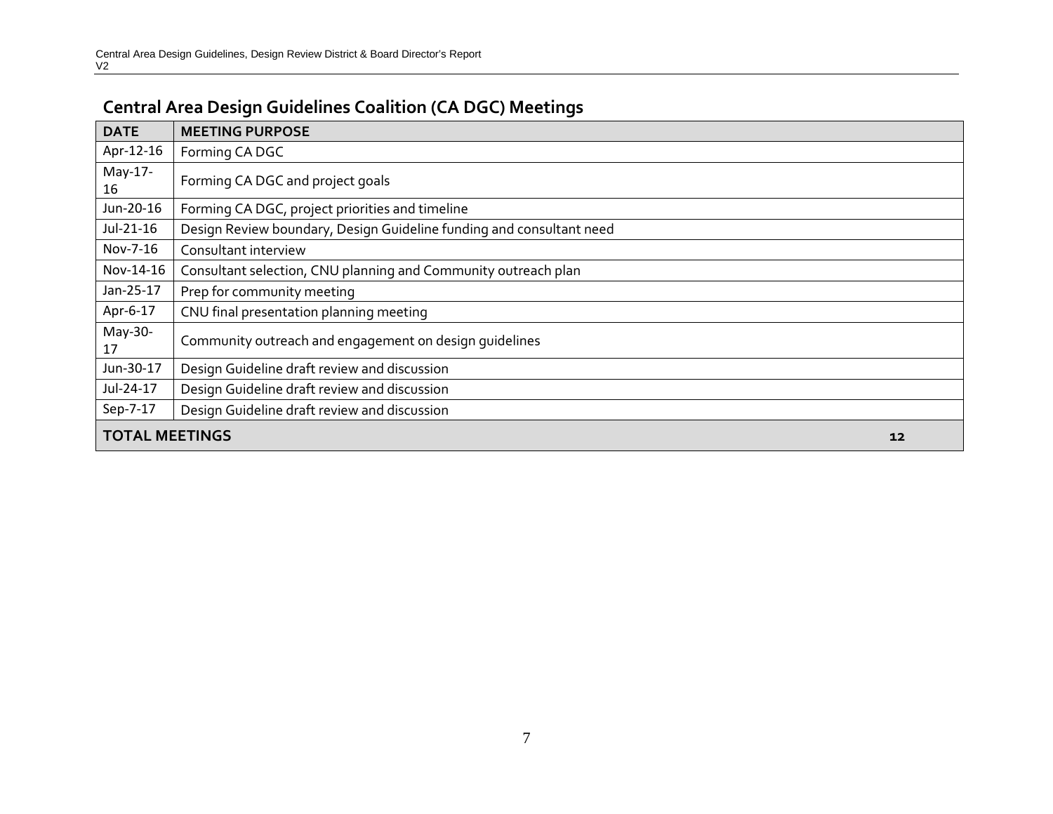## Central Area Design Guidelines Coalition (CA DGC) Meetings

| DATE | MEETING PURPOSE |
|---|---|
| Apr-12-16 | Forming CA DGC |
| May-17-16 | Forming CA DGC and project goals |
| Jun-20-16 | Forming CA DGC, project priorities and timeline |
| Jul-21-16 | Design Review boundary, Design Guideline funding and consultant need |
| Nov-7-16 | Consultant interview |
| Nov-14-16 | Consultant selection, CNU planning and Community outreach plan |
| Jan-25-17 | Prep for community meeting |
| Apr-6-17 | CNU final presentation planning meeting |
| May-30-17 | Community outreach and engagement on design guidelines |
| Jun-30-17 | Design Guideline draft review and discussion |
| Jul-24-17 | Design Guideline draft review and discussion |
| Sep-7-17 | Design Guideline draft review and discussion |
| **TOTAL MEETINGS** | **12** |